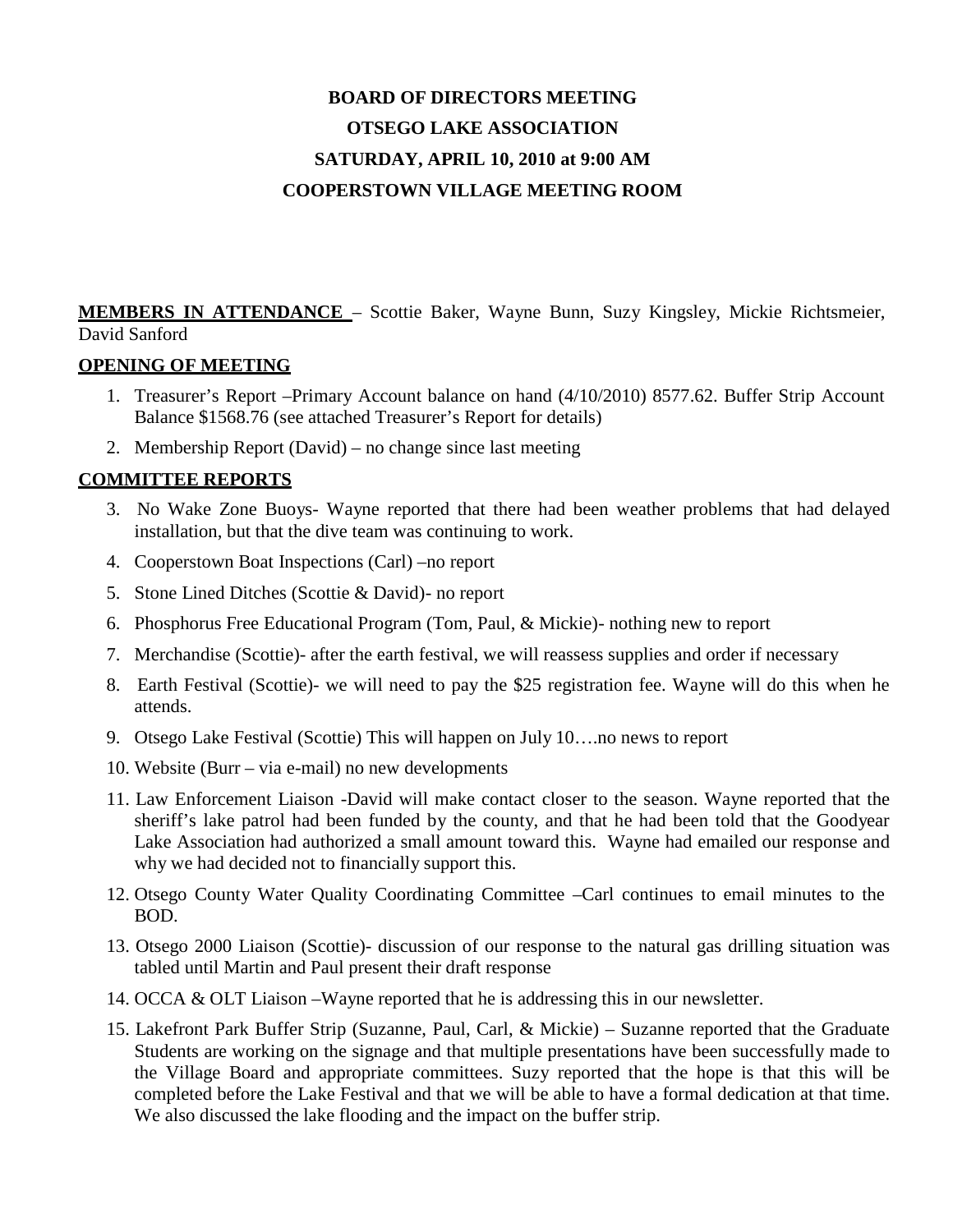# BOARD OF DIRECTORS MEETING
# OTSEGO LAKE ASSOCIATION
# SATURDAY, APRIL 10, 2010 at 9:00 AM
# COOPERSTOWN VILLAGE MEETING ROOM

**MEMBERS IN ATTENDANCE** – Scottie Baker, Wayne Bunn, Suzy Kingsley, Mickie Richtsmeier, David Sanford

## OPENING OF MEETING

1. Treasurer's Report –Primary Account balance on hand (4/10/2010) 8577.62. Buffer Strip Account Balance $1568.76 (see attached Treasurer's Report for details)
2. Membership Report (David) – no change since last meeting

## COMMITTEE REPORTS

3. No Wake Zone Buoys- Wayne reported that there had been weather problems that had delayed installation, but that the dive team was continuing to work.
4. Cooperstown Boat Inspections (Carl) –no report
5. Stone Lined Ditches (Scottie & David)- no report
6. Phosphorus Free Educational Program (Tom, Paul, & Mickie)- nothing new to report
7. Merchandise (Scottie)- after the earth festival, we will reassess supplies and order if necessary
8. Earth Festival (Scottie)- we will need to pay the $25 registration fee. Wayne will do this when he attends.
9. Otsego Lake Festival (Scottie) This will happen on July 10….no news to report
10. Website (Burr – via e-mail) no new developments
11. Law Enforcement Liaison -David will make contact closer to the season. Wayne reported that the sheriff's lake patrol had been funded by the county, and that he had been told that the Goodyear Lake Association had authorized a small amount toward this. Wayne had emailed our response and why we had decided not to financially support this.
12. Otsego County Water Quality Coordinating Committee –Carl continues to email minutes to the BOD.
13. Otsego 2000 Liaison (Scottie)- discussion of our response to the natural gas drilling situation was tabled until Martin and Paul present their draft response
14. OCCA & OLT Liaison –Wayne reported that he is addressing this in our newsletter.
15. Lakefront Park Buffer Strip (Suzanne, Paul, Carl, & Mickie) – Suzanne reported that the Graduate Students are working on the signage and that multiple presentations have been successfully made to the Village Board and appropriate committees. Suzy reported that the hope is that this will be completed before the Lake Festival and that we will be able to have a formal dedication at that time. We also discussed the lake flooding and the impact on the buffer strip.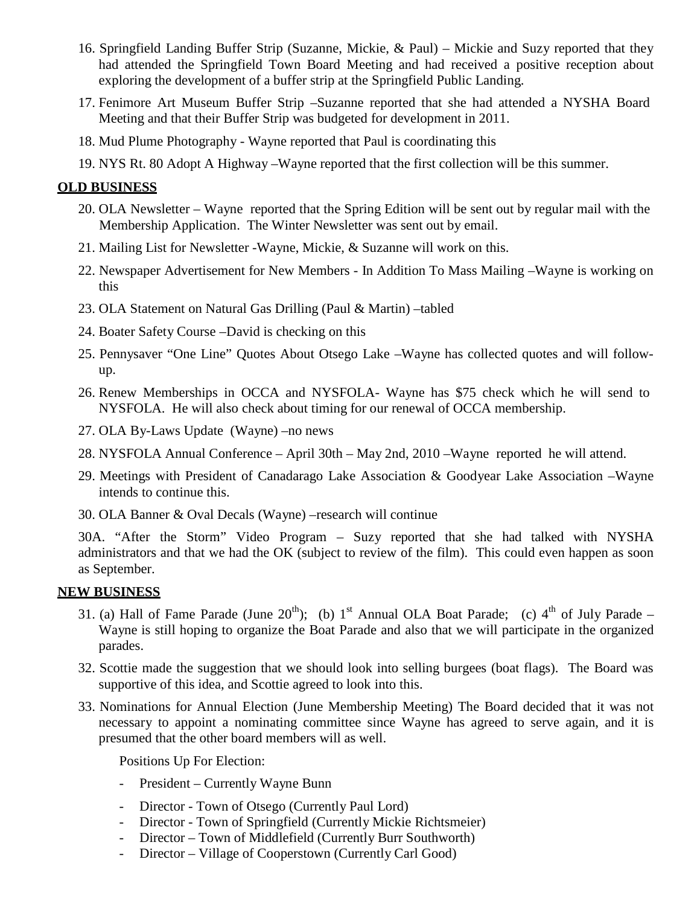16. Springfield Landing Buffer Strip (Suzanne, Mickie, & Paul) – Mickie and Suzy reported that they had attended the Springfield Town Board Meeting and had received a positive reception about exploring the development of a buffer strip at the Springfield Public Landing.

17. Fenimore Art Museum Buffer Strip –Suzanne reported that she had attended a NYSHA Board Meeting and that their Buffer Strip was budgeted for development in 2011.

18. Mud Plume Photography - Wayne reported that Paul is coordinating this

19. NYS Rt. 80 Adopt A Highway –Wayne reported that the first collection will be this summer.

**OLD BUSINESS**

20. OLA Newsletter – Wayne reported that the Spring Edition will be sent out by regular mail with the Membership Application. The Winter Newsletter was sent out by email.

21. Mailing List for Newsletter -Wayne, Mickie, & Suzanne will work on this.

22. Newspaper Advertisement for New Members - In Addition To Mass Mailing –Wayne is working on this

23. OLA Statement on Natural Gas Drilling (Paul & Martin) –tabled

24. Boater Safety Course –David is checking on this

25. Pennysaver "One Line" Quotes About Otsego Lake –Wayne has collected quotes and will follow-up.

26. Renew Memberships in OCCA and NYSFOLA- Wayne has $75 check which he will send to NYSFOLA. He will also check about timing for our renewal of OCCA membership.

27. OLA By-Laws Update (Wayne) –no news

28. NYSFOLA Annual Conference – April 30th – May 2nd, 2010 –Wayne reported he will attend.

29. Meetings with President of Canadarago Lake Association & Goodyear Lake Association –Wayne intends to continue this.

30. OLA Banner & Oval Decals (Wayne) –research will continue

30A. "After the Storm" Video Program – Suzy reported that she had talked with NYSHA administrators and that we had the OK (subject to review of the film). This could even happen as soon as September.

**NEW BUSINESS**

31. (a) Hall of Fame Parade (June 20th); (b) 1st Annual OLA Boat Parade; (c) 4th of July Parade – Wayne is still hoping to organize the Boat Parade and also that we will participate in the organized parades.

32. Scottie made the suggestion that we should look into selling burgees (boat flags). The Board was supportive of this idea, and Scottie agreed to look into this.

33. Nominations for Annual Election (June Membership Meeting) The Board decided that it was not necessary to appoint a nominating committee since Wayne has agreed to serve again, and it is presumed that the other board members will as well.

    Positions Up For Election:

    - President – Currently Wayne Bunn
    - Director - Town of Otsego (Currently Paul Lord)
    - Director - Town of Springfield (Currently Mickie Richtsmeier)
    - Director – Town of Middlefield (Currently Burr Southworth)
    - Director – Village of Cooperstown (Currently Carl Good)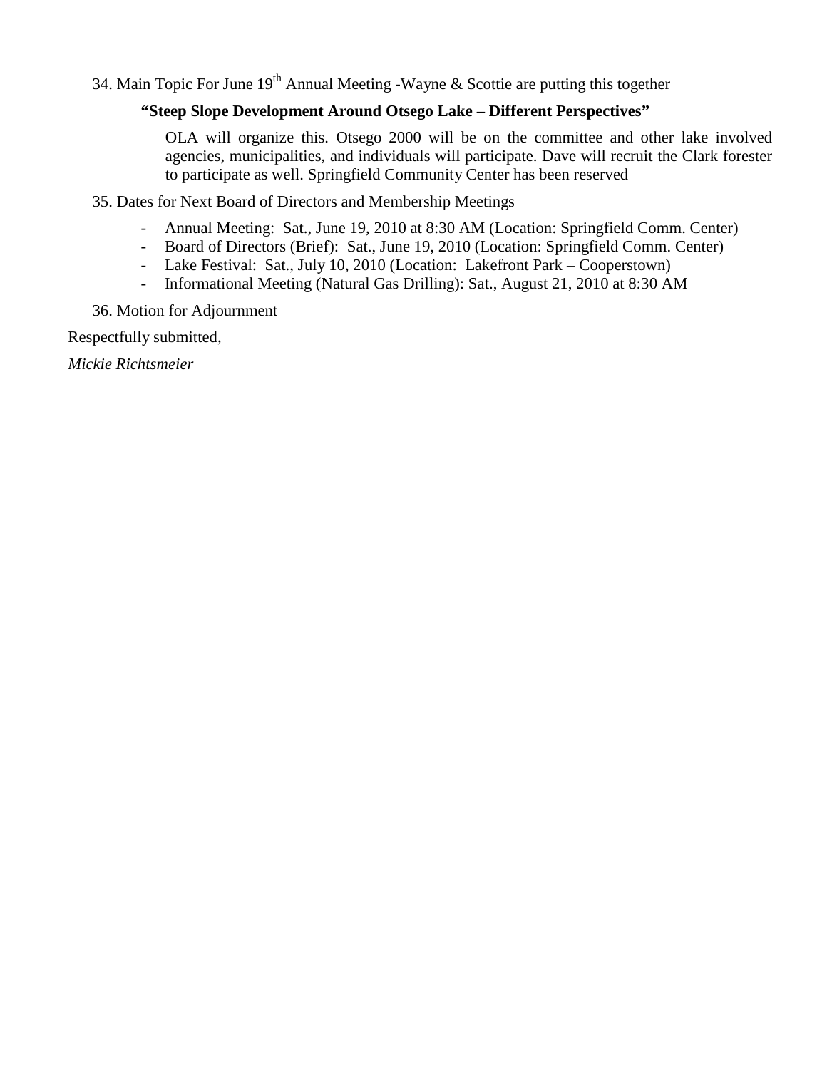34. Main Topic For June 19th Annual Meeting -Wayne & Scottie are putting this together

**“Steep Slope Development Around Otsego Lake – Different Perspectives”**

OLA will organize this. Otsego 2000 will be on the committee and other lake involved agencies, municipalities, and individuals will participate. Dave will recruit the Clark forester to participate as well. Springfield Community Center has been reserved

35. Dates for Next Board of Directors and Membership Meetings

- Annual Meeting: Sat., June 19, 2010 at 8:30 AM (Location: Springfield Comm. Center)
- Board of Directors (Brief): Sat., June 19, 2010 (Location: Springfield Comm. Center)
- Lake Festival: Sat., July 10, 2010 (Location: Lakefront Park – Cooperstown)
- Informational Meeting (Natural Gas Drilling): Sat., August 21, 2010 at 8:30 AM

36. Motion for Adjournment

Respectfully submitted,

*Mickie Richtsmeier*